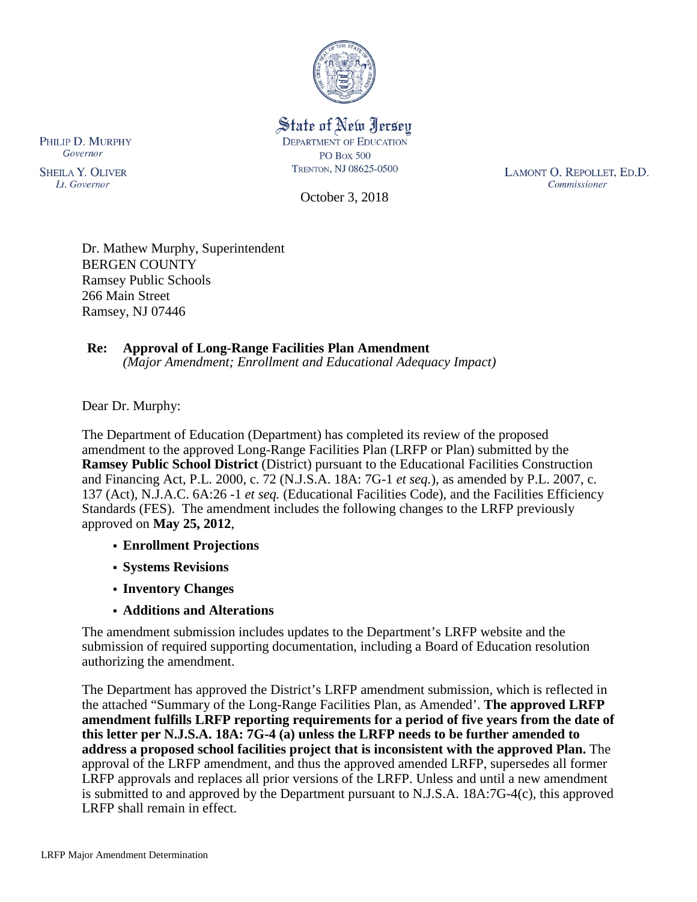State of New Jersey
DEPARTMENT OF EDUCATION
PO BOX 500
TRENTON, NJ 08625-0500

PHILIP D. MURPHY
*Governor*

SHEILA Y. OLIVER
*Lt. Governor*

LAMONT O. REPOLLET, ED.D.
*Commissioner*

October 3, 2018

Dr. Mathew Murphy, Superintendent
BERGEN COUNTY
Ramsey Public Schools
266 Main Street
Ramsey, NJ 07446

**Re: Approval of Long-Range Facilities Plan Amendment**
*(Major Amendment; Enrollment and Educational Adequacy Impact)*

Dear Dr. Murphy:

The Department of Education (Department) has completed its review of the proposed amendment to the approved Long-Range Facilities Plan (LRFP or Plan) submitted by the **Ramsey Public School District** (District) pursuant to the Educational Facilities Construction and Financing Act, P.L. 2000, c. 72 (N.J.S.A. 18A: 7G-1 *et seq.*), as amended by P.L. 2007, c. 137 (Act), N.J.A.C. 6A:26 -1 *et seq.* (Educational Facilities Code), and the Facilities Efficiency Standards (FES). The amendment includes the following changes to the LRFP previously approved on **May 25, 2012**,

- **Enrollment Projections**
- **Systems Revisions**
- **Inventory Changes**
- **Additions and Alterations**

The amendment submission includes updates to the Department's LRFP website and the submission of required supporting documentation, including a Board of Education resolution authorizing the amendment.

The Department has approved the District's LRFP amendment submission, which is reflected in the attached "Summary of the Long-Range Facilities Plan, as Amended'. **The approved LRFP amendment fulfills LRFP reporting requirements for a period of five years from the date of this letter per N.J.S.A. 18A: 7G-4 (a) unless the LRFP needs to be further amended to address a proposed school facilities project that is inconsistent with the approved Plan.** The approval of the LRFP amendment, and thus the approved amended LRFP, supersedes all former LRFP approvals and replaces all prior versions of the LRFP. Unless and until a new amendment is submitted to and approved by the Department pursuant to N.J.S.A. 18A:7G-4(c), this approved LRFP shall remain in effect.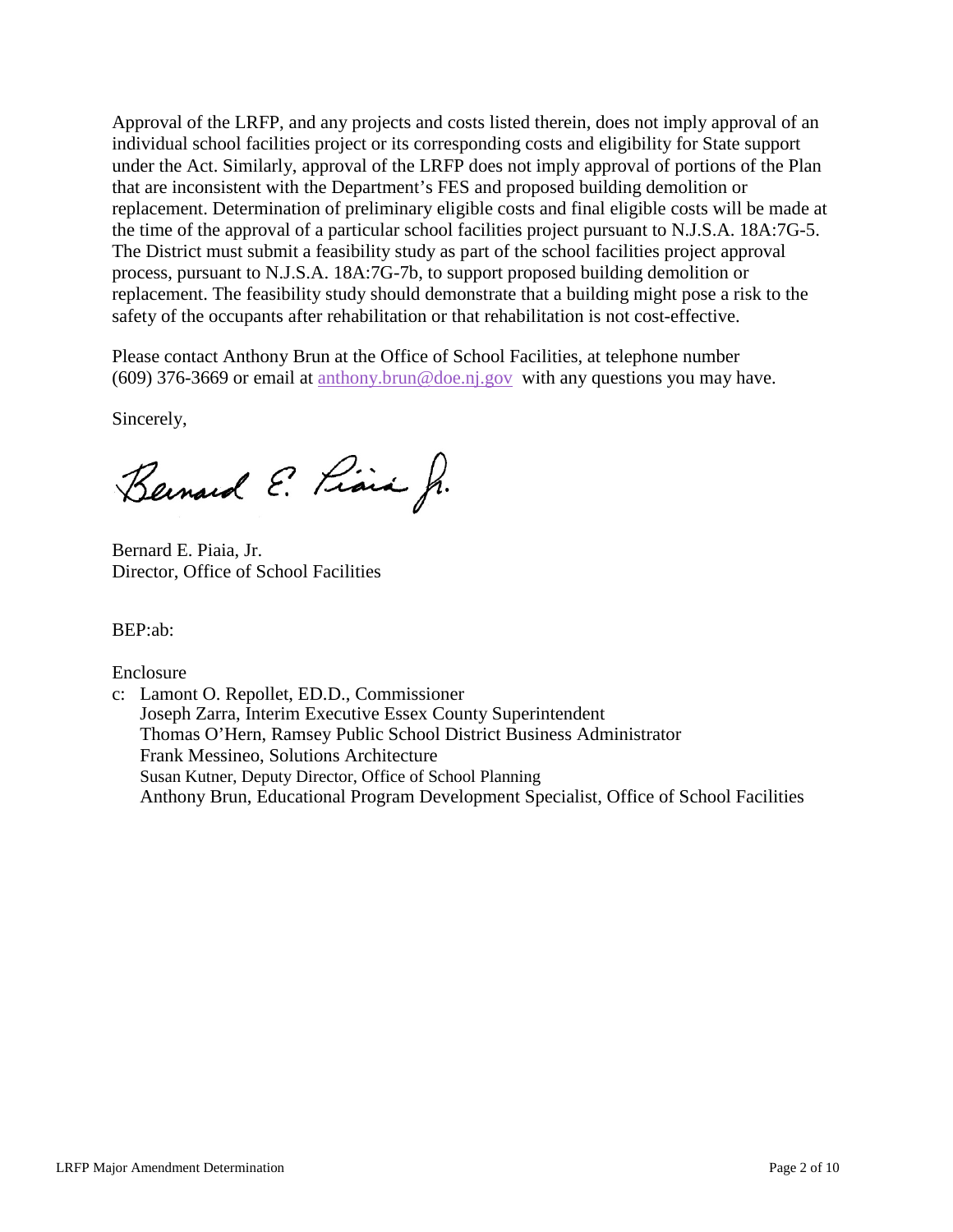Approval of the LRFP, and any projects and costs listed therein, does not imply approval of an individual school facilities project or its corresponding costs and eligibility for State support under the Act. Similarly, approval of the LRFP does not imply approval of portions of the Plan that are inconsistent with the Department's FES and proposed building demolition or replacement. Determination of preliminary eligible costs and final eligible costs will be made at the time of the approval of a particular school facilities project pursuant to N.J.S.A. 18A:7G-5. The District must submit a feasibility study as part of the school facilities project approval process, pursuant to N.J.S.A. 18A:7G-7b, to support proposed building demolition or replacement. The feasibility study should demonstrate that a building might pose a risk to the safety of the occupants after rehabilitation or that rehabilitation is not cost-effective.

Please contact Anthony Brun at the Office of School Facilities, at telephone number (609) 376-3669 or email at [anthony.brun@doe.nj.gov](mailto:anthony.brun@doe.nj.gov) with any questions you may have.

Sincerely,

Bernard E. Piaia, Jr.

Bernard E. Piaia, Jr.
Director, Office of School Facilities

BEP:ab:

Enclosure

c: Lamont O. Repollet, ED.D., Commissioner
   Joseph Zarra, Interim Executive Essex County Superintendent
   Thomas O'Hern, Ramsey Public School District Business Administrator
   Frank Messineo, Solutions Architecture
   Susan Kutner, Deputy Director, Office of School Planning
   Anthony Brun, Educational Program Development Specialist, Office of School Facilities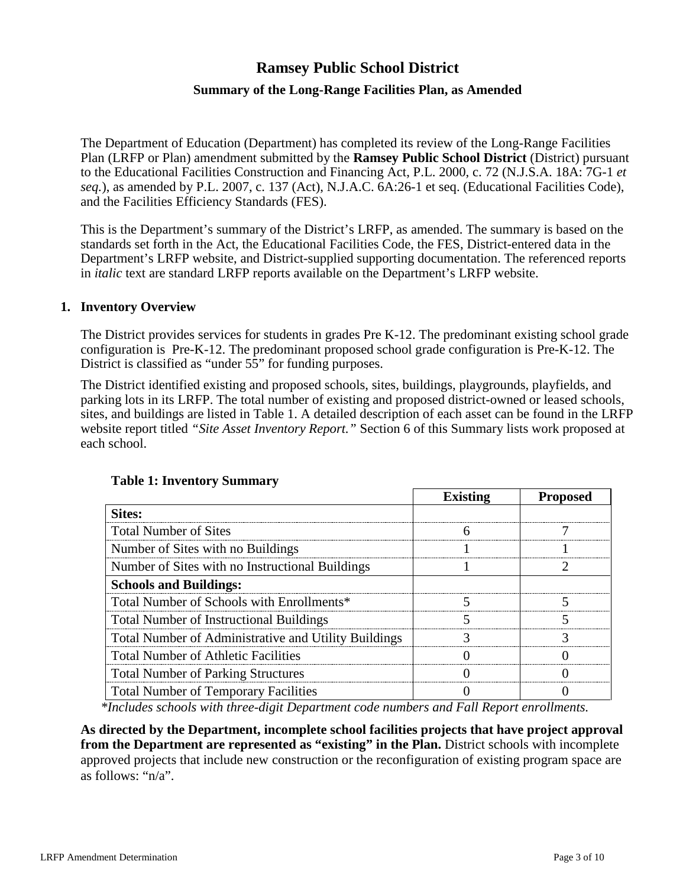# Ramsey Public School District

## Summary of the Long-Range Facilities Plan, as Amended

The Department of Education (Department) has completed its review of the Long-Range Facilities Plan (LRFP or Plan) amendment submitted by the **Ramsey Public School District** (District) pursuant to the Educational Facilities Construction and Financing Act, P.L. 2000, c. 72 (N.J.S.A. 18A: 7G-1 *et seq.*), as amended by P.L. 2007, c. 137 (Act), N.J.A.C. 6A:26-1 et seq. (Educational Facilities Code), and the Facilities Efficiency Standards (FES).

This is the Department's summary of the District's LRFP, as amended. The summary is based on the standards set forth in the Act, the Educational Facilities Code, the FES, District-entered data in the Department's LRFP website, and District-supplied supporting documentation. The referenced reports in *italic* text are standard LRFP reports available on the Department's LRFP website.

### 1. Inventory Overview

The District provides services for students in grades Pre K-12. The predominant existing school grade configuration is Pre-K-12. The predominant proposed school grade configuration is Pre-K-12. The District is classified as "under 55" for funding purposes.

The District identified existing and proposed schools, sites, buildings, playgrounds, playfields, and parking lots in its LRFP. The total number of existing and proposed district-owned or leased schools, sites, and buildings are listed in Table 1. A detailed description of each asset can be found in the LRFP website report titled *"Site Asset Inventory Report."* Section 6 of this Summary lists work proposed at each school.

**Table 1: Inventory Summary**

| | Existing | Proposed |
|---|---|---|
| **Sites:** | | |
| Total Number of Sites | 6 | 7 |
| Number of Sites with no Buildings | 1 | 1 |
| Number of Sites with no Instructional Buildings | 1 | 2 |
| **Schools and Buildings:** | | |
| Total Number of Schools with Enrollments* | 5 | 5 |
| Total Number of Instructional Buildings | 5 | 5 |
| Total Number of Administrative and Utility Buildings | 3 | 3 |
| Total Number of Athletic Facilities | 0 | 0 |
| Total Number of Parking Structures | 0 | 0 |
| Total Number of Temporary Facilities | 0 | 0 |

*\*Includes schools with three-digit Department code numbers and Fall Report enrollments.*

**As directed by the Department, incomplete school facilities projects that have project approval from the Department are represented as "existing" in the Plan.** District schools with incomplete approved projects that include new construction or the reconfiguration of existing program space are as follows: "n/a".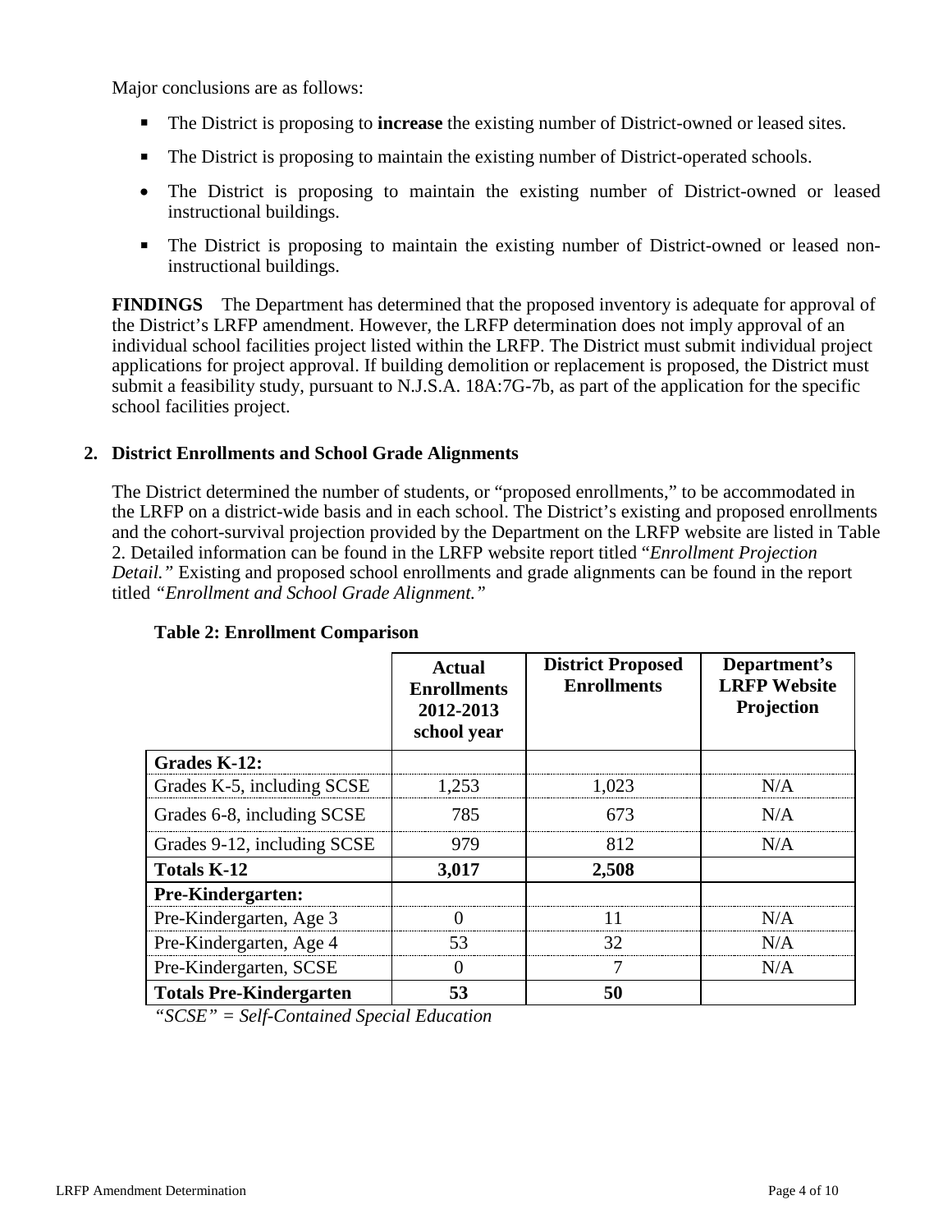Major conclusions are as follows:

- The District is proposing to **increase** the existing number of District-owned or leased sites.
- The District is proposing to maintain the existing number of District-operated schools.
- The District is proposing to maintain the existing number of District-owned or leased instructional buildings.
- The District is proposing to maintain the existing number of District-owned or leased non-instructional buildings.

**FINDINGS** The Department has determined that the proposed inventory is adequate for approval of the District's LRFP amendment. However, the LRFP determination does not imply approval of an individual school facilities project listed within the LRFP. The District must submit individual project applications for project approval. If building demolition or replacement is proposed, the District must submit a feasibility study, pursuant to N.J.S.A. 18A:7G-7b, as part of the application for the specific school facilities project.

## 2. District Enrollments and School Grade Alignments

The District determined the number of students, or "proposed enrollments," to be accommodated in the LRFP on a district-wide basis and in each school. The District's existing and proposed enrollments and the cohort-survival projection provided by the Department on the LRFP website are listed in Table 2. Detailed information can be found in the LRFP website report titled "*Enrollment Projection Detail.*" Existing and proposed school enrollments and grade alignments can be found in the report titled *"Enrollment and School Grade Alignment."*

**Table 2: Enrollment Comparison**

| | Actual Enrollments 2012-2013 school year | District Proposed Enrollments | Department's LRFP Website Projection |
|---|---|---|---|
| **Grades K-12:** | | | |
| Grades K-5, including SCSE | 1,253 | 1,023 | N/A |
| Grades 6-8, including SCSE | 785 | 673 | N/A |
| Grades 9-12, including SCSE | 979 | 812 | N/A |
| **Totals K-12** | **3,017** | **2,508** | |
| **Pre-Kindergarten:** | | | |
| Pre-Kindergarten, Age 3 | 0 | 11 | N/A |
| Pre-Kindergarten, Age 4 | 53 | 32 | N/A |
| Pre-Kindergarten, SCSE | 0 | 7 | N/A |
| **Totals Pre-Kindergarten** | **53** | **50** | |

*"SCSE" = Self-Contained Special Education*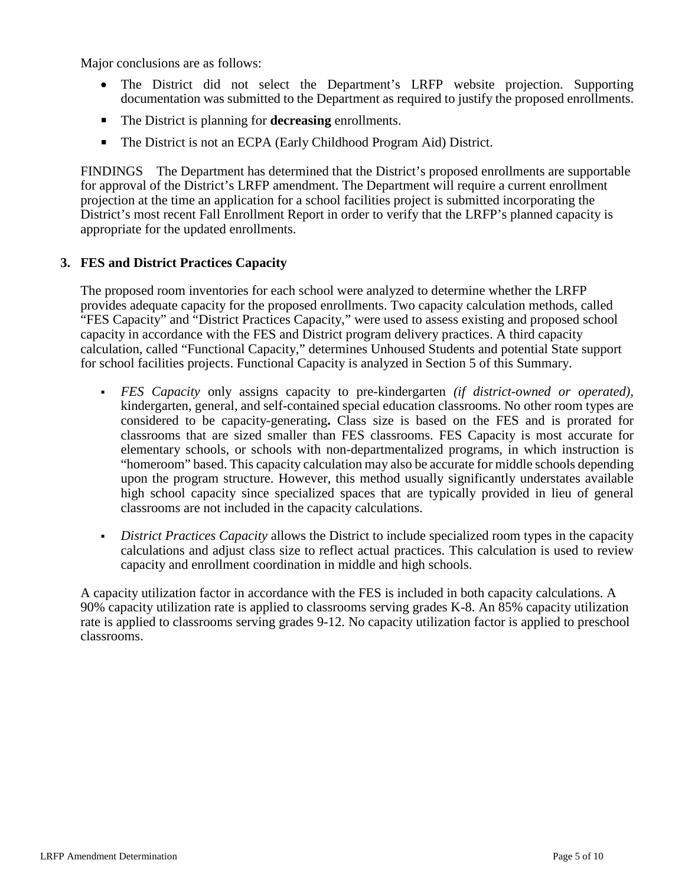Major conclusions are as follows:

- The District did not select the Department's LRFP website projection. Supporting documentation was submitted to the Department as required to justify the proposed enrollments.
- The District is planning for **decreasing** enrollments.
- The District is not an ECPA (Early Childhood Program Aid) District.

FINDINGS The Department has determined that the District's proposed enrollments are supportable for approval of the District's LRFP amendment. The Department will require a current enrollment projection at the time an application for a school facilities project is submitted incorporating the District's most recent Fall Enrollment Report in order to verify that the LRFP's planned capacity is appropriate for the updated enrollments.

### 3. FES and District Practices Capacity

The proposed room inventories for each school were analyzed to determine whether the LRFP provides adequate capacity for the proposed enrollments. Two capacity calculation methods, called "FES Capacity" and "District Practices Capacity," were used to assess existing and proposed school capacity in accordance with the FES and District program delivery practices. A third capacity calculation, called "Functional Capacity," determines Unhoused Students and potential State support for school facilities projects. Functional Capacity is analyzed in Section 5 of this Summary.

- *FES Capacity* only assigns capacity to pre-kindergarten *(if district-owned or operated),* kindergarten, general, and self-contained special education classrooms. No other room types are considered to be capacity-generating**.** Class size is based on the FES and is prorated for classrooms that are sized smaller than FES classrooms. FES Capacity is most accurate for elementary schools, or schools with non-departmentalized programs, in which instruction is "homeroom" based. This capacity calculation may also be accurate for middle schools depending upon the program structure. However, this method usually significantly understates available high school capacity since specialized spaces that are typically provided in lieu of general classrooms are not included in the capacity calculations.

- *District Practices Capacity* allows the District to include specialized room types in the capacity calculations and adjust class size to reflect actual practices. This calculation is used to review capacity and enrollment coordination in middle and high schools.

A capacity utilization factor in accordance with the FES is included in both capacity calculations. A 90% capacity utilization rate is applied to classrooms serving grades K-8. An 85% capacity utilization rate is applied to classrooms serving grades 9-12. No capacity utilization factor is applied to preschool classrooms.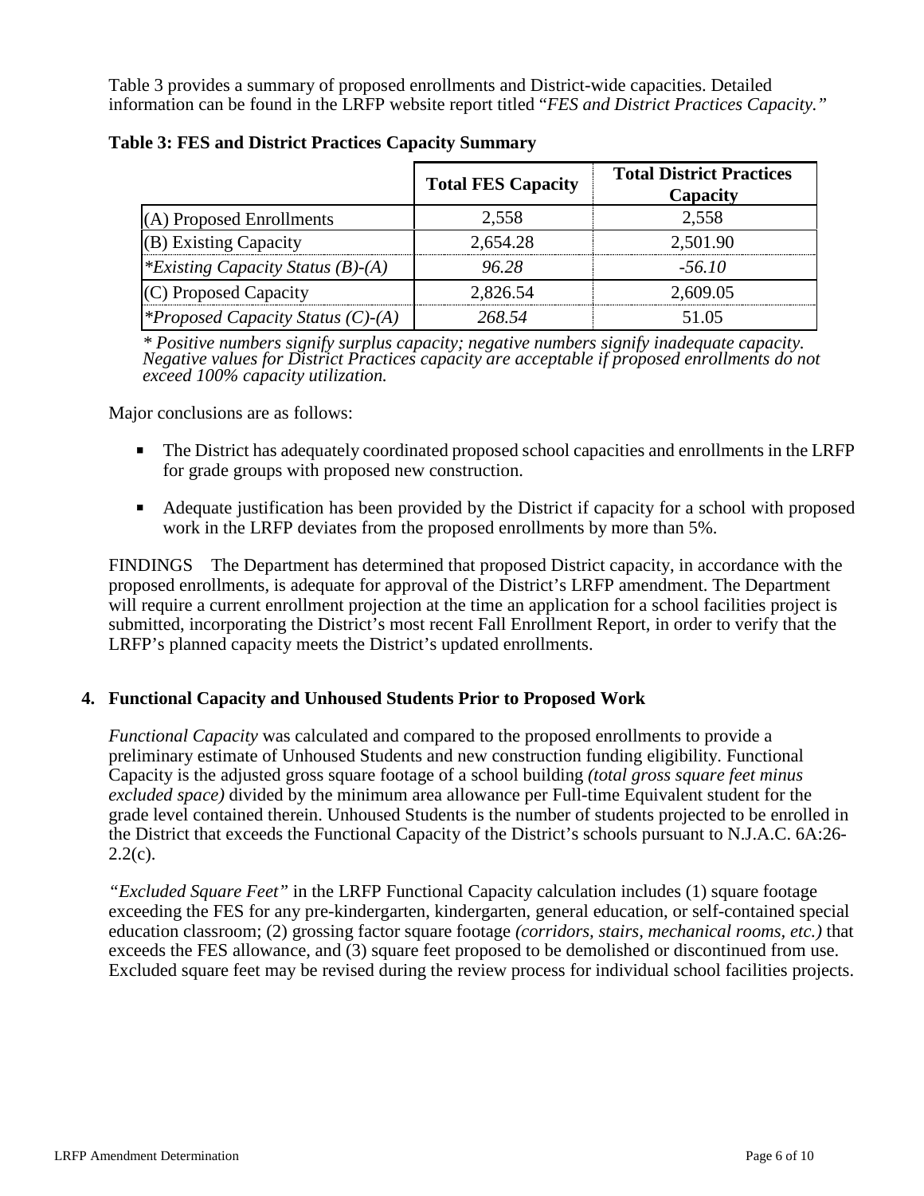Table 3 provides a summary of proposed enrollments and District-wide capacities. Detailed information can be found in the LRFP website report titled "*FES and District Practices Capacity.*"

**Table 3: FES and District Practices Capacity Summary**

| | Total FES Capacity | Total District Practices Capacity |
|---|---|---|
| (A) Proposed Enrollments | 2,558 | 2,558 |
| (B) Existing Capacity | 2,654.28 | 2,501.90 |
| *\*Existing Capacity Status (B)-(A)* | *96.28* | *-56.10* |
| (C) Proposed Capacity | 2,826.54 | 2,609.05 |
| *\*Proposed Capacity Status (C)-(A)* | *268.54* | 51.05 |

*\* Positive numbers signify surplus capacity; negative numbers signify inadequate capacity. Negative values for District Practices capacity are acceptable if proposed enrollments do not exceed 100% capacity utilization.*

Major conclusions are as follows:

- The District has adequately coordinated proposed school capacities and enrollments in the LRFP for grade groups with proposed new construction.
- Adequate justification has been provided by the District if capacity for a school with proposed work in the LRFP deviates from the proposed enrollments by more than 5%.

FINDINGS The Department has determined that proposed District capacity, in accordance with the proposed enrollments, is adequate for approval of the District's LRFP amendment. The Department will require a current enrollment projection at the time an application for a school facilities project is submitted, incorporating the District's most recent Fall Enrollment Report, in order to verify that the LRFP's planned capacity meets the District's updated enrollments.

## 4. Functional Capacity and Unhoused Students Prior to Proposed Work

*Functional Capacity* was calculated and compared to the proposed enrollments to provide a preliminary estimate of Unhoused Students and new construction funding eligibility. Functional Capacity is the adjusted gross square footage of a school building *(total gross square feet minus excluded space)* divided by the minimum area allowance per Full-time Equivalent student for the grade level contained therein. Unhoused Students is the number of students projected to be enrolled in the District that exceeds the Functional Capacity of the District's schools pursuant to N.J.A.C. 6A:26-2.2(c).

*"Excluded Square Feet"* in the LRFP Functional Capacity calculation includes (1) square footage exceeding the FES for any pre-kindergarten, kindergarten, general education, or self-contained special education classroom; (2) grossing factor square footage *(corridors, stairs, mechanical rooms, etc.)* that exceeds the FES allowance, and (3) square feet proposed to be demolished or discontinued from use. Excluded square feet may be revised during the review process for individual school facilities projects.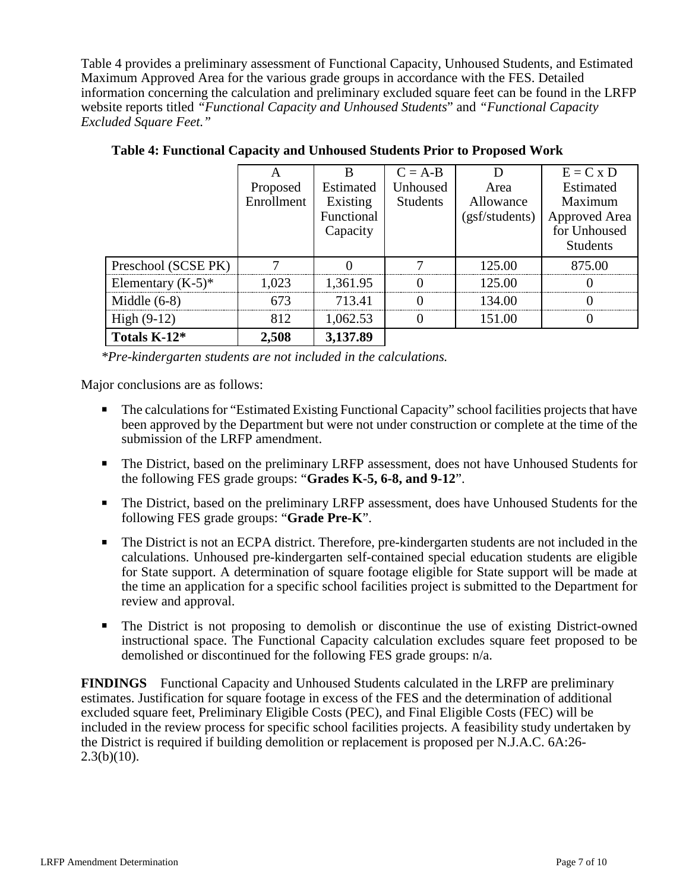Table 4 provides a preliminary assessment of Functional Capacity, Unhoused Students, and Estimated Maximum Approved Area for the various grade groups in accordance with the FES. Detailed information concerning the calculation and preliminary excluded square feet can be found in the LRFP website reports titled *"Functional Capacity and Unhoused Students*" and *"Functional Capacity Excluded Square Feet."*

**Table 4: Functional Capacity and Unhoused Students Prior to Proposed Work**

| | A Proposed Enrollment | B Estimated Existing Functional Capacity | C = A-B Unhoused Students | D Area Allowance (gsf/students) | E = C x D Estimated Maximum Approved Area for Unhoused Students |
|---|---|---|---|---|---|
| Preschool (SCSE PK) | 7 | 0 | 7 | 125.00 | 875.00 |
| Elementary (K-5)* | 1,023 | 1,361.95 | 0 | 125.00 | 0 |
| Middle (6-8) | 673 | 713.41 | 0 | 134.00 | 0 |
| High (9-12) | 812 | 1,062.53 | 0 | 151.00 | 0 |
| **Totals K-12*** | **2,508** | **3,137.89** | | | |

*\*Pre-kindergarten students are not included in the calculations.*

Major conclusions are as follows:

- The calculations for "Estimated Existing Functional Capacity" school facilities projects that have been approved by the Department but were not under construction or complete at the time of the submission of the LRFP amendment.
- The District, based on the preliminary LRFP assessment, does not have Unhoused Students for the following FES grade groups: "**Grades K-5, 6-8, and 9-12**".
- The District, based on the preliminary LRFP assessment, does have Unhoused Students for the following FES grade groups: "**Grade Pre-K**".
- The District is not an ECPA district. Therefore, pre-kindergarten students are not included in the calculations. Unhoused pre-kindergarten self-contained special education students are eligible for State support. A determination of square footage eligible for State support will be made at the time an application for a specific school facilities project is submitted to the Department for review and approval.
- The District is not proposing to demolish or discontinue the use of existing District-owned instructional space. The Functional Capacity calculation excludes square feet proposed to be demolished or discontinued for the following FES grade groups: n/a.

**FINDINGS** Functional Capacity and Unhoused Students calculated in the LRFP are preliminary estimates. Justification for square footage in excess of the FES and the determination of additional excluded square feet, Preliminary Eligible Costs (PEC), and Final Eligible Costs (FEC) will be included in the review process for specific school facilities projects. A feasibility study undertaken by the District is required if building demolition or replacement is proposed per N.J.A.C. 6A:26-2.3(b)(10).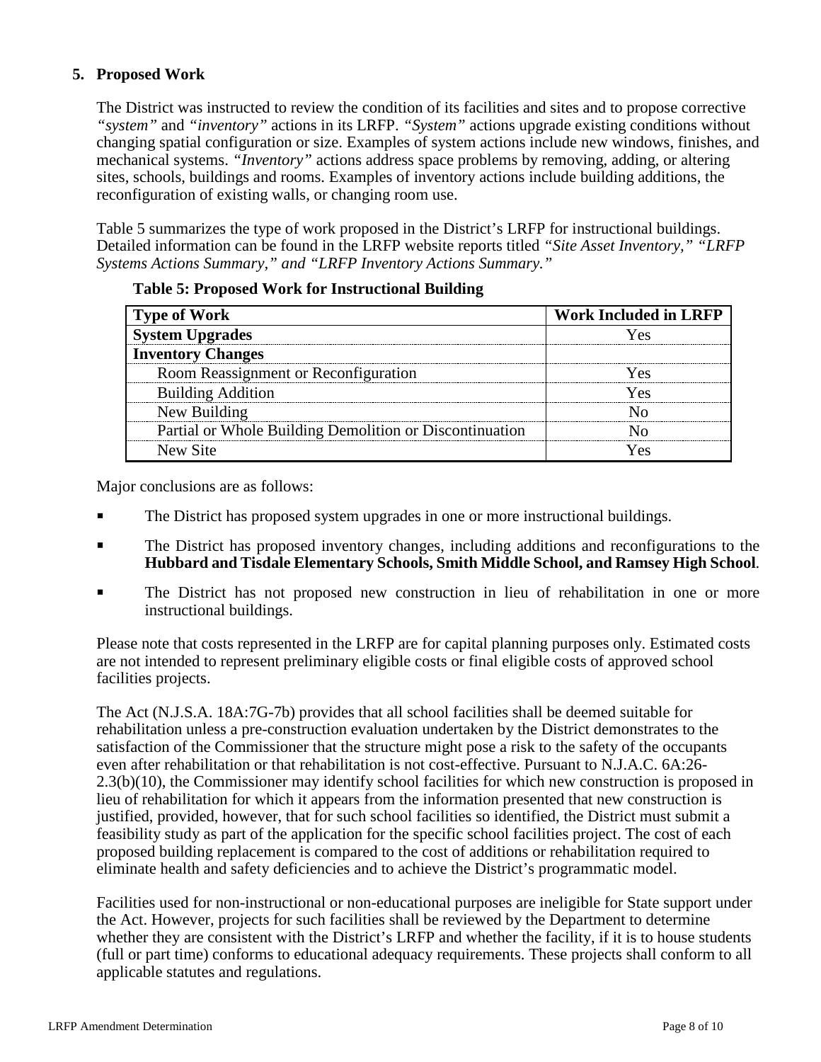## 5. Proposed Work

The District was instructed to review the condition of its facilities and sites and to propose corrective *"system"* and *"inventory"* actions in its LRFP. *"System"* actions upgrade existing conditions without changing spatial configuration or size. Examples of system actions include new windows, finishes, and mechanical systems. *"Inventory"* actions address space problems by removing, adding, or altering sites, schools, buildings and rooms. Examples of inventory actions include building additions, the reconfiguration of existing walls, or changing room use.

Table 5 summarizes the type of work proposed in the District's LRFP for instructional buildings. Detailed information can be found in the LRFP website reports titled *"Site Asset Inventory," "LRFP Systems Actions Summary," and "LRFP Inventory Actions Summary."*

**Table 5: Proposed Work for Instructional Building**

| Type of Work | Work Included in LRFP |
|---|---|
| **System Upgrades** | Yes |
| **Inventory Changes** | |
| Room Reassignment or Reconfiguration | Yes |
| Building Addition | Yes |
| New Building | No |
| Partial or Whole Building Demolition or Discontinuation | No |
| New Site | Yes |

Major conclusions are as follows:

- The District has proposed system upgrades in one or more instructional buildings.
- The District has proposed inventory changes, including additions and reconfigurations to the **Hubbard and Tisdale Elementary Schools, Smith Middle School, and Ramsey High School**.
- The District has not proposed new construction in lieu of rehabilitation in one or more instructional buildings.

Please note that costs represented in the LRFP are for capital planning purposes only. Estimated costs are not intended to represent preliminary eligible costs or final eligible costs of approved school facilities projects.

The Act (N.J.S.A. 18A:7G-7b) provides that all school facilities shall be deemed suitable for rehabilitation unless a pre-construction evaluation undertaken by the District demonstrates to the satisfaction of the Commissioner that the structure might pose a risk to the safety of the occupants even after rehabilitation or that rehabilitation is not cost-effective. Pursuant to N.J.A.C. 6A:26-2.3(b)(10), the Commissioner may identify school facilities for which new construction is proposed in lieu of rehabilitation for which it appears from the information presented that new construction is justified, provided, however, that for such school facilities so identified, the District must submit a feasibility study as part of the application for the specific school facilities project. The cost of each proposed building replacement is compared to the cost of additions or rehabilitation required to eliminate health and safety deficiencies and to achieve the District's programmatic model.

Facilities used for non-instructional or non-educational purposes are ineligible for State support under the Act. However, projects for such facilities shall be reviewed by the Department to determine whether they are consistent with the District's LRFP and whether the facility, if it is to house students (full or part time) conforms to educational adequacy requirements. These projects shall conform to all applicable statutes and regulations.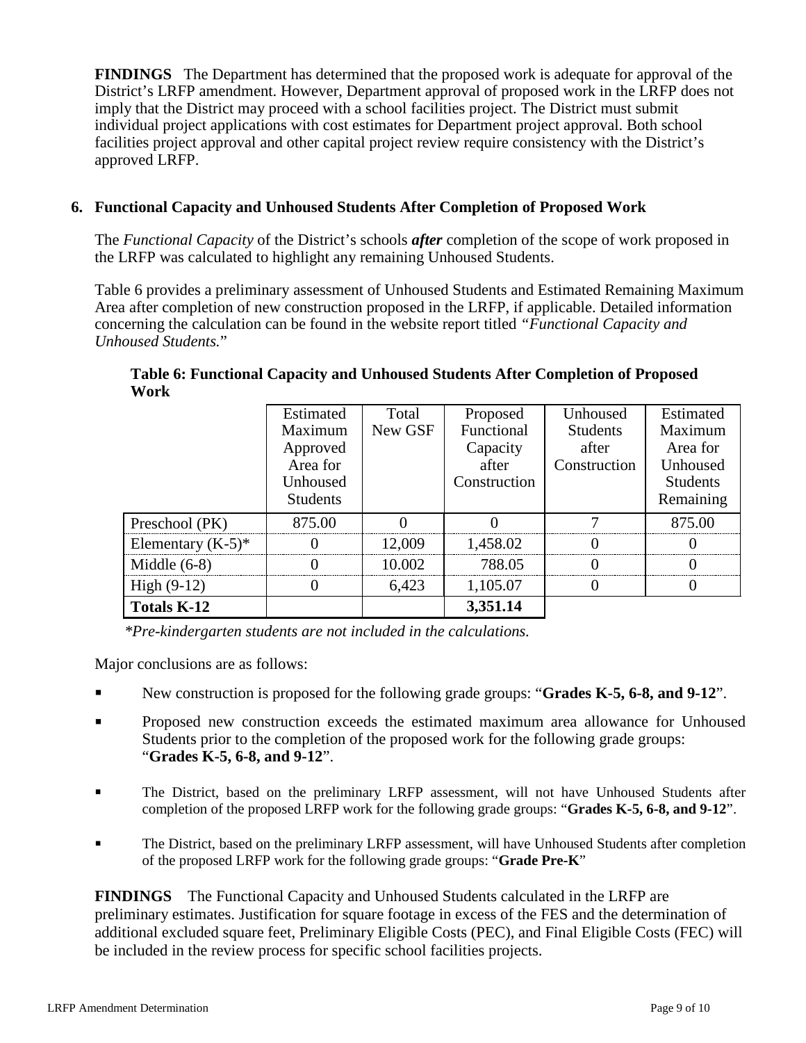**FINDINGS** The Department has determined that the proposed work is adequate for approval of the District's LRFP amendment. However, Department approval of proposed work in the LRFP does not imply that the District may proceed with a school facilities project. The District must submit individual project applications with cost estimates for Department project approval. Both school facilities project approval and other capital project review require consistency with the District's approved LRFP.

## 6. Functional Capacity and Unhoused Students After Completion of Proposed Work

The *Functional Capacity* of the District's schools ***after*** completion of the scope of work proposed in the LRFP was calculated to highlight any remaining Unhoused Students.

Table 6 provides a preliminary assessment of Unhoused Students and Estimated Remaining Maximum Area after completion of new construction proposed in the LRFP, if applicable. Detailed information concerning the calculation can be found in the website report titled *"Functional Capacity and Unhoused Students."*

**Table 6: Functional Capacity and Unhoused Students After Completion of Proposed Work**

| | Estimated Maximum Approved Area for Unhoused Students | Total New GSF | Proposed Functional Capacity after Construction | Unhoused Students after Construction | Estimated Maximum Area for Unhoused Students Remaining |
|---|---|---|---|---|---|
| Preschool (PK) | 875.00 | 0 | 0 | 7 | 875.00 |
| Elementary (K-5)* | 0 | 12,009 | 1,458.02 | 0 | 0 |
| Middle (6-8) | 0 | 10.002 | 788.05 | 0 | 0 |
| High (9-12) | 0 | 6,423 | 1,105.07 | 0 | 0 |
| **Totals K-12** | | | **3,351.14** | | |

*\*Pre-kindergarten students are not included in the calculations.*

Major conclusions are as follows:

- New construction is proposed for the following grade groups: "**Grades K-5, 6-8, and 9-12**".
- Proposed new construction exceeds the estimated maximum area allowance for Unhoused Students prior to the completion of the proposed work for the following grade groups: "**Grades K-5, 6-8, and 9-12**".
- The District, based on the preliminary LRFP assessment, will not have Unhoused Students after completion of the proposed LRFP work for the following grade groups: "**Grades K-5, 6-8, and 9-12**".
- The District, based on the preliminary LRFP assessment, will have Unhoused Students after completion of the proposed LRFP work for the following grade groups: "**Grade Pre-K**"

**FINDINGS** The Functional Capacity and Unhoused Students calculated in the LRFP are preliminary estimates. Justification for square footage in excess of the FES and the determination of additional excluded square feet, Preliminary Eligible Costs (PEC), and Final Eligible Costs (FEC) will be included in the review process for specific school facilities projects.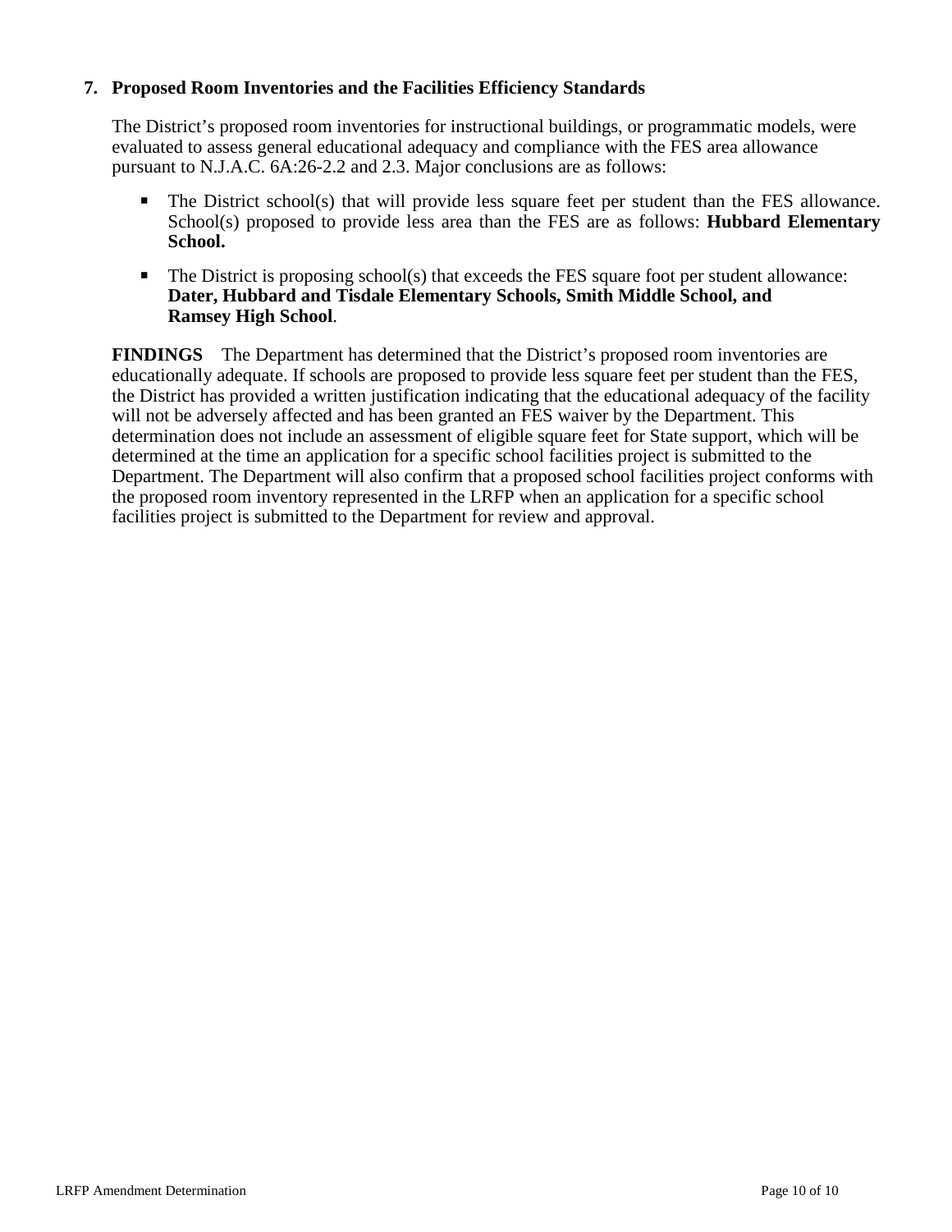## 7. Proposed Room Inventories and the Facilities Efficiency Standards

The District's proposed room inventories for instructional buildings, or programmatic models, were evaluated to assess general educational adequacy and compliance with the FES area allowance pursuant to N.J.A.C. 6A:26-2.2 and 2.3. Major conclusions are as follows:

- The District school(s) that will provide less square feet per student than the FES allowance. School(s) proposed to provide less area than the FES are as follows: **Hubbard Elementary School.**
- The District is proposing school(s) that exceeds the FES square foot per student allowance: **Dater, Hubbard and Tisdale Elementary Schools, Smith Middle School, and Ramsey High School**.

**FINDINGS** The Department has determined that the District's proposed room inventories are educationally adequate. If schools are proposed to provide less square feet per student than the FES, the District has provided a written justification indicating that the educational adequacy of the facility will not be adversely affected and has been granted an FES waiver by the Department. This determination does not include an assessment of eligible square feet for State support, which will be determined at the time an application for a specific school facilities project is submitted to the Department. The Department will also confirm that a proposed school facilities project conforms with the proposed room inventory represented in the LRFP when an application for a specific school facilities project is submitted to the Department for review and approval.